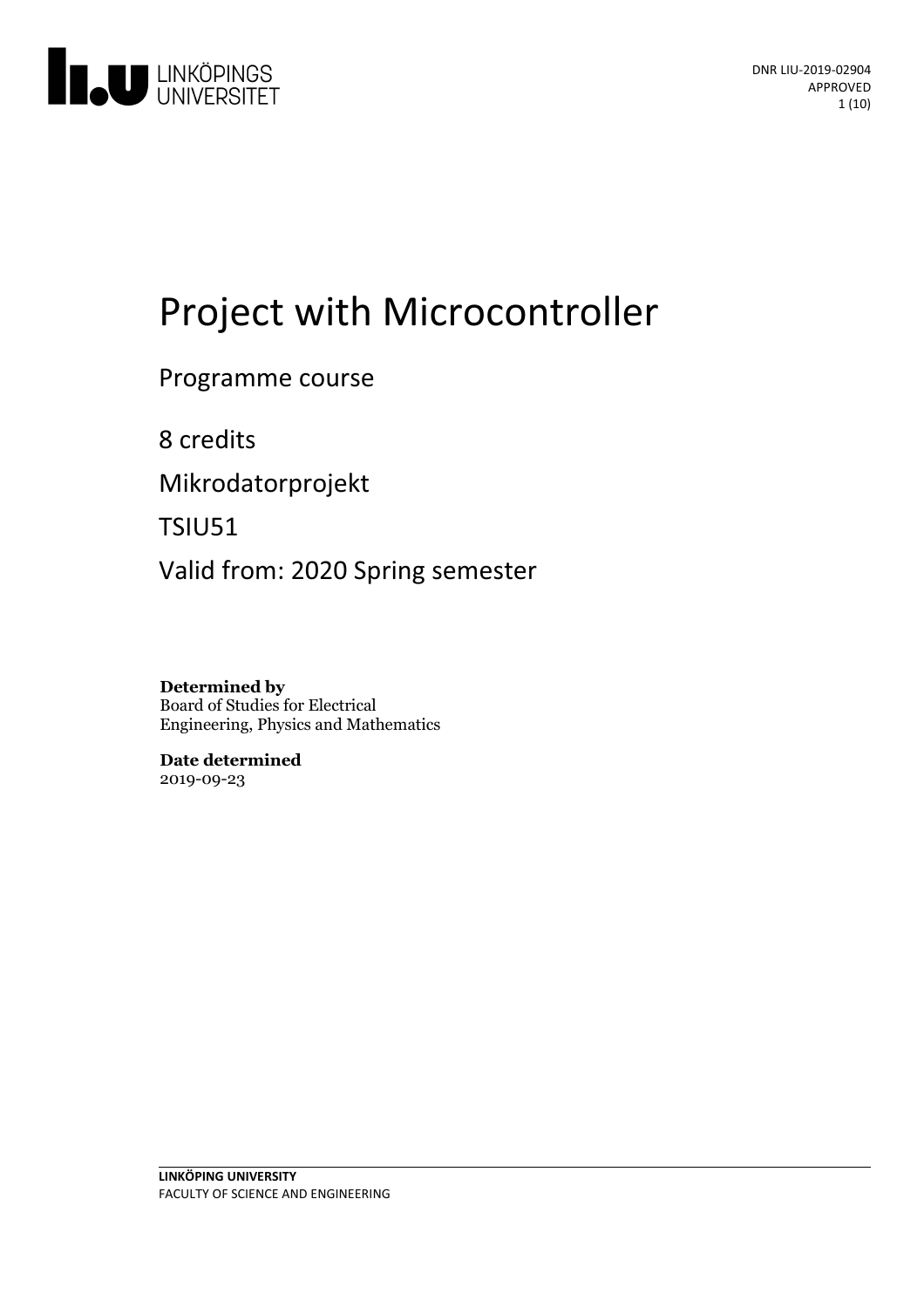DNR LIU-2019-02904
APPROVED

# Project with Microcontroller

Programme course

8 credits

Mikrodatorprojekt

TSIU51

Valid from: 2020 Spring semester

**Determined by**
Board of Studies for Electrical Engineering, Physics and Mathematics

**Date determined**
2019-09-23

**LINKÖPING UNIVERSITY**
FACULTY OF SCIENCE AND ENGINEERING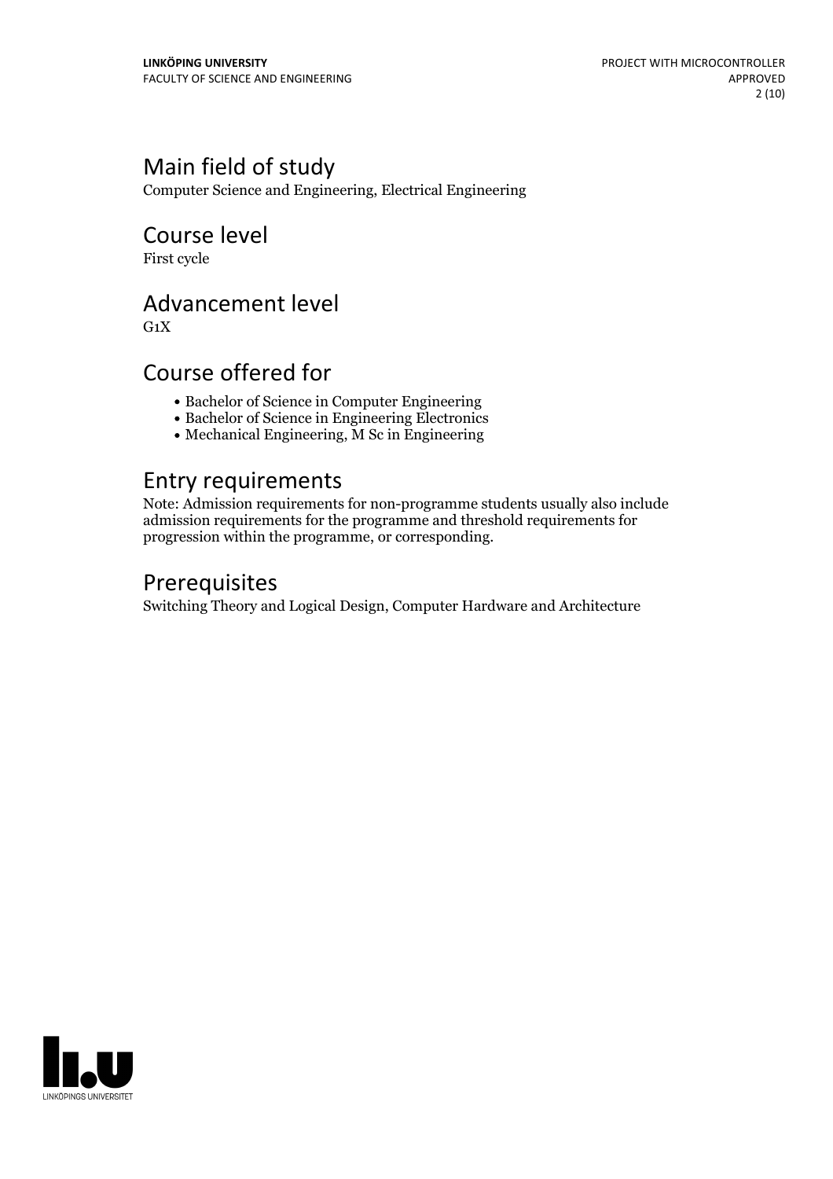## Main field of study

Computer Science and Engineering, Electrical Engineering

## Course level

First cycle

## Advancement level

G1X

## Course offered for

- Bachelor of Science in Computer Engineering
- Bachelor of Science in Engineering Electronics
- Mechanical Engineering, M Sc in Engineering

## Entry requirements

Note: Admission requirements for non-programme students usually also include admission requirements for the programme and threshold requirements for progression within the programme, or corresponding.

## Prerequisites

Switching Theory and Logical Design, Computer Hardware and Architecture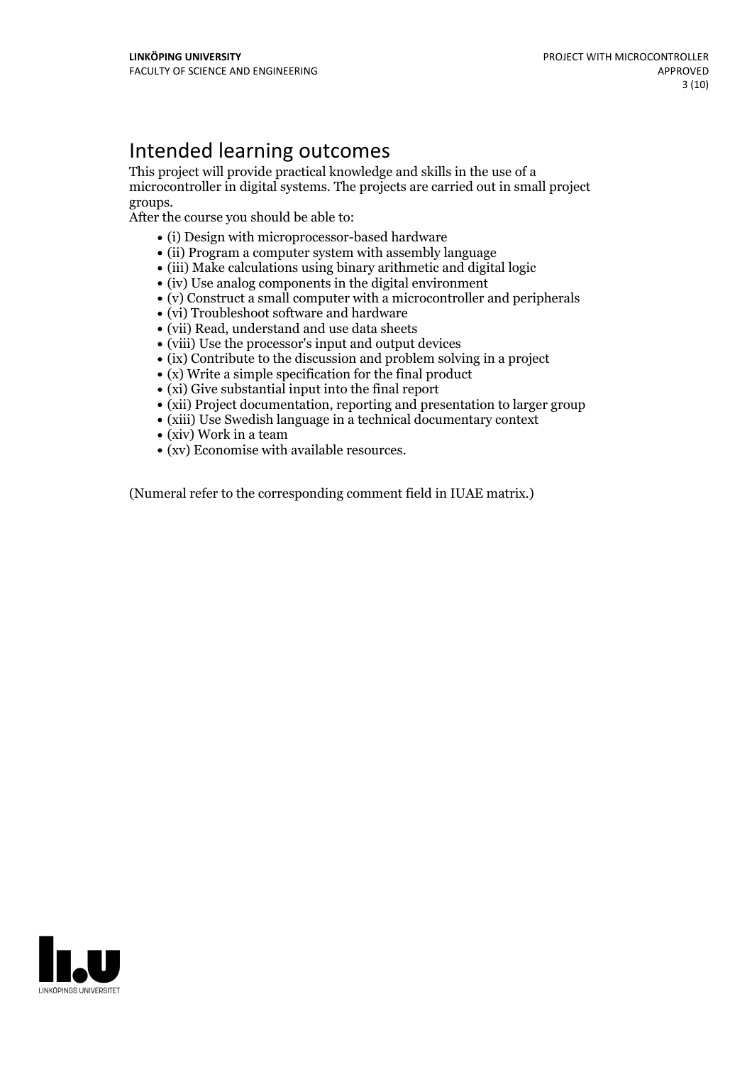# Intended learning outcomes

This project will provide practical knowledge and skills in the use of a microcontroller in digital systems. The projects are carried out in small project groups.
After the course you should be able to:

- (i) Design with microprocessor-based hardware
- (ii) Program a computer system with assembly language
- (iii) Make calculations using binary arithmetic and digital logic
- (iv) Use analog components in the digital environment
- (v) Construct a small computer with a microcontroller and peripherals
- (vi) Troubleshoot software and hardware
- (vii) Read, understand and use data sheets
- (viii) Use the processor's input and output devices
- (ix) Contribute to the discussion and problem solving in a project
- (x) Write a simple specification for the final product
- (xi) Give substantial input into the final report
- (xii) Project documentation, reporting and presentation to larger group
- (xiii) Use Swedish language in a technical documentary context
- (xiv) Work in a team
- (xv) Economise with available resources.

(Numeral refer to the corresponding comment field in IUAE matrix.)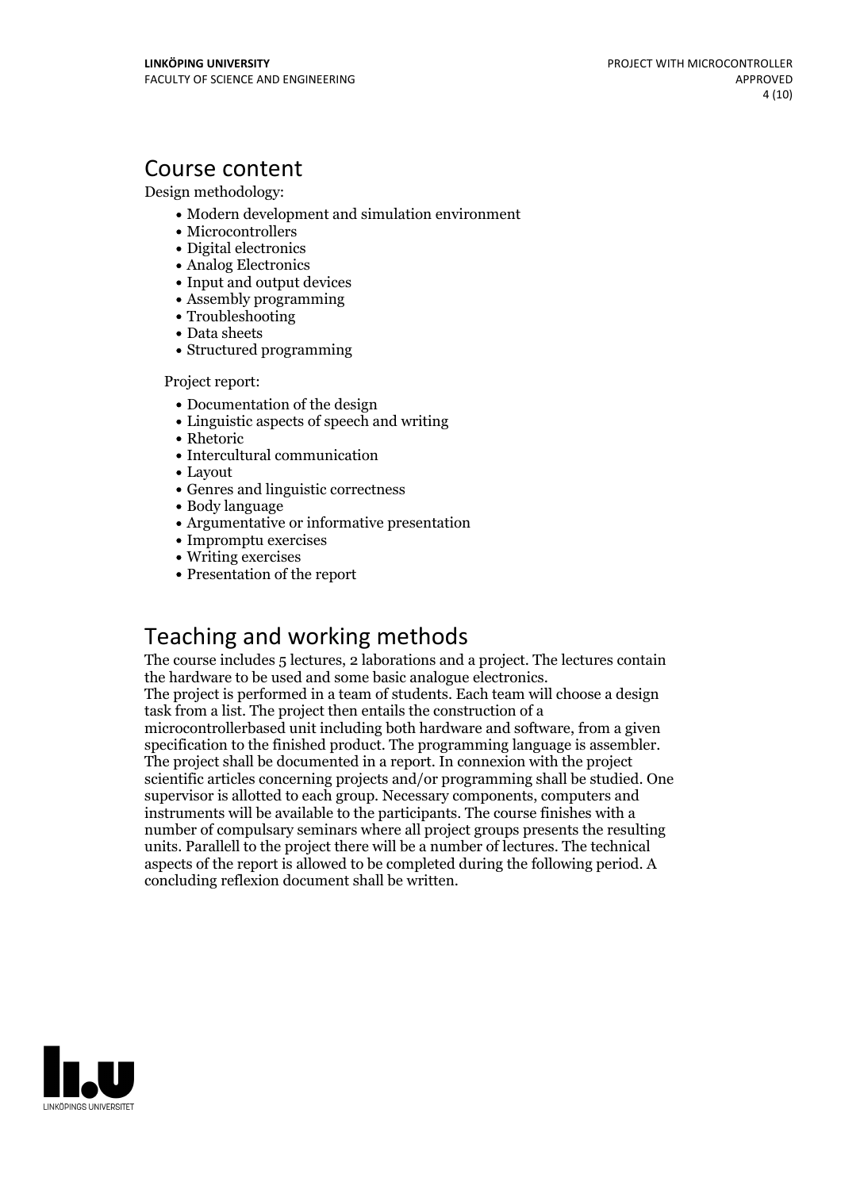# Course content

Design methodology:

- Modern development and simulation environment
- Microcontrollers
- Digital electronics
- Analog Electronics
- Input and output devices
- Assembly programming
- Troubleshooting
- Data sheets
- Structured programming

Project report:

- Documentation of the design
- Linguistic aspects of speech and writing
- Rhetoric
- Intercultural communication
- Layout
- Genres and linguistic correctness
- Body language
- Argumentative or informative presentation
- Impromptu exercises
- Writing exercises
- Presentation of the report

# Teaching and working methods

The course includes 5 lectures, 2 laborations and a project. The lectures contain the hardware to be used and some basic analogue electronics.
The project is performed in a team of students. Each team will choose a design task from a list. The project then entails the construction of a microcontrollerbased unit including both hardware and software, from a given specification to the finished product. The programming language is assembler. The project shall be documented in a report. In connexion with the project scientific articles concerning projects and/or programming shall be studied. One supervisor is allotted to each group. Necessary components, computers and instruments will be available to the participants. The course finishes with a number of compulsary seminars where all project groups presents the resulting units. Parallell to the project there will be a number of lectures. The technical aspects of the report is allowed to be completed during the following period. A concluding reflexion document shall be written.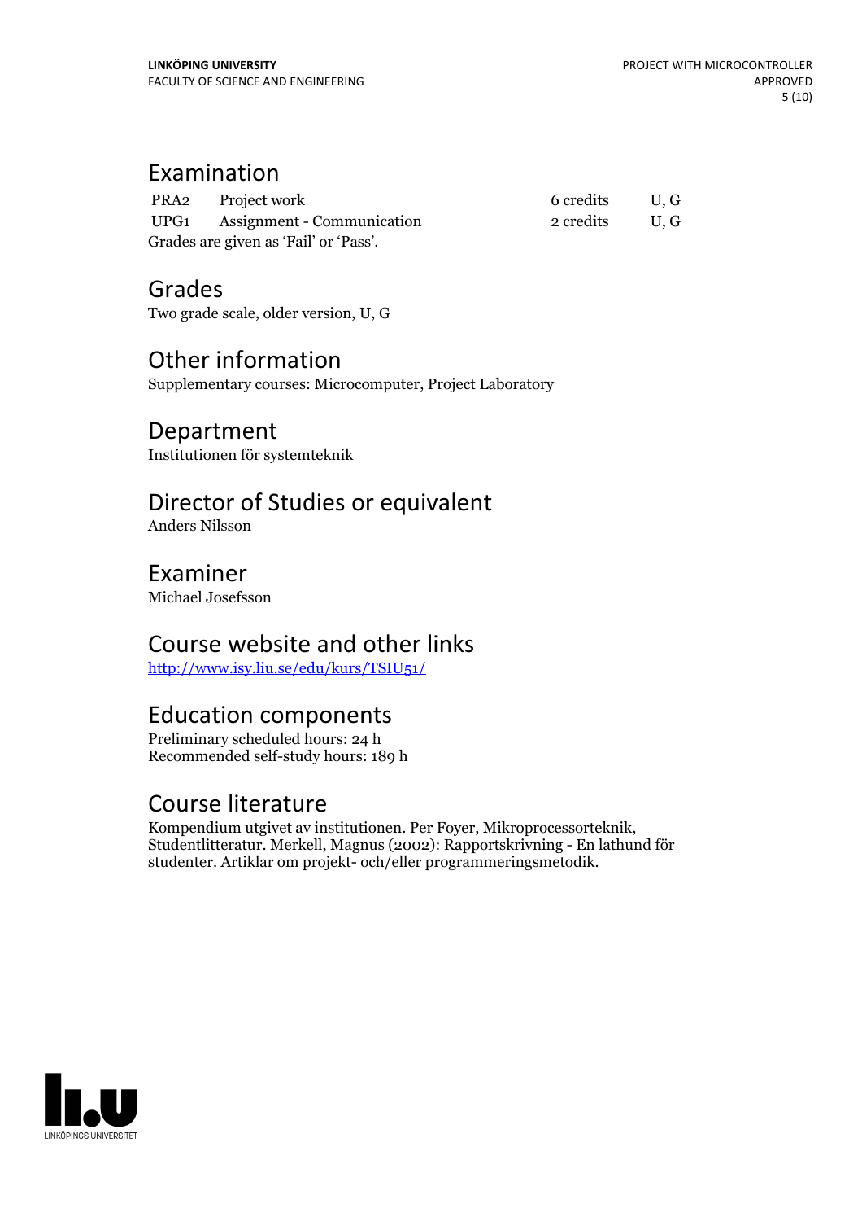## Examination

| | | | |
|---|---|---|---|
| PRA2 | Project work | 6 credits | U, G |
| UPG1 | Assignment - Communication | 2 credits | U, G |

Grades are given as 'Fail' or 'Pass'.

## Grades

Two grade scale, older version, U, G

## Other information

Supplementary courses: Microcomputer, Project Laboratory

## Department

Institutionen för systemteknik

## Director of Studies or equivalent

Anders Nilsson

## Examiner

Michael Josefsson

## Course website and other links

[http://www.isy.liu.se/edu/kurs/TSIU51/](http://www.isy.liu.se/edu/kurs/TSIU51/)

## Education components

Preliminary scheduled hours: 24 h
Recommended self-study hours: 189 h

## Course literature

Kompendium utgivet av institutionen. Per Foyer, Mikroprocessorteknik, Studentlitteratur. Merkell, Magnus (2002): Rapportskrivning - En lathund för studenter. Artiklar om projekt- och/eller programmeringsmetodik.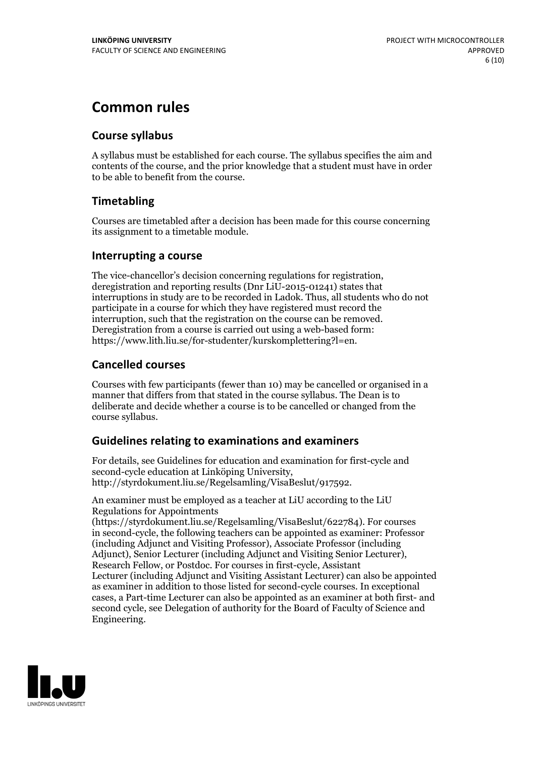# Common rules

## Course syllabus

A syllabus must be established for each course. The syllabus specifies the aim and contents of the course, and the prior knowledge that a student must have in order to be able to benefit from the course.

## Timetabling

Courses are timetabled after a decision has been made for this course concerning its assignment to a timetable module.

## Interrupting a course

The vice-chancellor's decision concerning regulations for registration, deregistration and reporting results (Dnr LiU-2015-01241) states that interruptions in study are to be recorded in Ladok. Thus, all students who do not participate in a course for which they have registered must record the interruption, such that the registration on the course can be removed. Deregistration from a course is carried out using a web-based form: https://www.lith.liu.se/for-studenter/kurskomplettering?l=en.

## Cancelled courses

Courses with few participants (fewer than 10) may be cancelled or organised in a manner that differs from that stated in the course syllabus. The Dean is to deliberate and decide whether a course is to be cancelled or changed from the course syllabus.

## Guidelines relating to examinations and examiners

For details, see Guidelines for education and examination for first-cycle and second-cycle education at Linköping University, http://styrdokument.liu.se/Regelsamling/VisaBeslut/917592.

An examiner must be employed as a teacher at LiU according to the LiU Regulations for Appointments (https://styrdokument.liu.se/Regelsamling/VisaBeslut/622784). For courses in second-cycle, the following teachers can be appointed as examiner: Professor (including Adjunct and Visiting Professor), Associate Professor (including Adjunct), Senior Lecturer (including Adjunct and Visiting Senior Lecturer), Research Fellow, or Postdoc. For courses in first-cycle, Assistant Lecturer (including Adjunct and Visiting Assistant Lecturer) can also be appointed as examiner in addition to those listed for second-cycle courses. In exceptional cases, a Part-time Lecturer can also be appointed as an examiner at both first- and second cycle, see Delegation of authority for the Board of Faculty of Science and Engineering.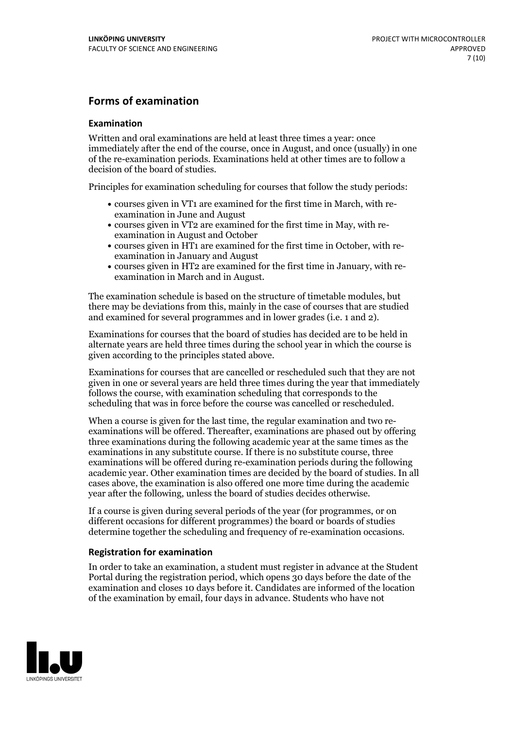## Forms of examination

### Examination

Written and oral examinations are held at least three times a year: once immediately after the end of the course, once in August, and once (usually) in one of the re-examination periods. Examinations held at other times are to follow a decision of the board of studies.

Principles for examination scheduling for courses that follow the study periods:

- courses given in VT1 are examined for the first time in March, with re-examination in June and August
- courses given in VT2 are examined for the first time in May, with re-examination in August and October
- courses given in HT1 are examined for the first time in October, with re-examination in January and August
- courses given in HT2 are examined for the first time in January, with re-examination in March and in August.

The examination schedule is based on the structure of timetable modules, but there may be deviations from this, mainly in the case of courses that are studied and examined for several programmes and in lower grades (i.e. 1 and 2).

Examinations for courses that the board of studies has decided are to be held in alternate years are held three times during the school year in which the course is given according to the principles stated above.

Examinations for courses that are cancelled or rescheduled such that they are not given in one or several years are held three times during the year that immediately follows the course, with examination scheduling that corresponds to the scheduling that was in force before the course was cancelled or rescheduled.

When a course is given for the last time, the regular examination and two re-examinations will be offered. Thereafter, examinations are phased out by offering three examinations during the following academic year at the same times as the examinations in any substitute course. If there is no substitute course, three examinations will be offered during re-examination periods during the following academic year. Other examination times are decided by the board of studies. In all cases above, the examination is also offered one more time during the academic year after the following, unless the board of studies decides otherwise.

If a course is given during several periods of the year (for programmes, or on different occasions for different programmes) the board or boards of studies determine together the scheduling and frequency of re-examination occasions.

### Registration for examination

In order to take an examination, a student must register in advance at the Student Portal during the registration period, which opens 30 days before the date of the examination and closes 10 days before it. Candidates are informed of the location of the examination by email, four days in advance. Students who have not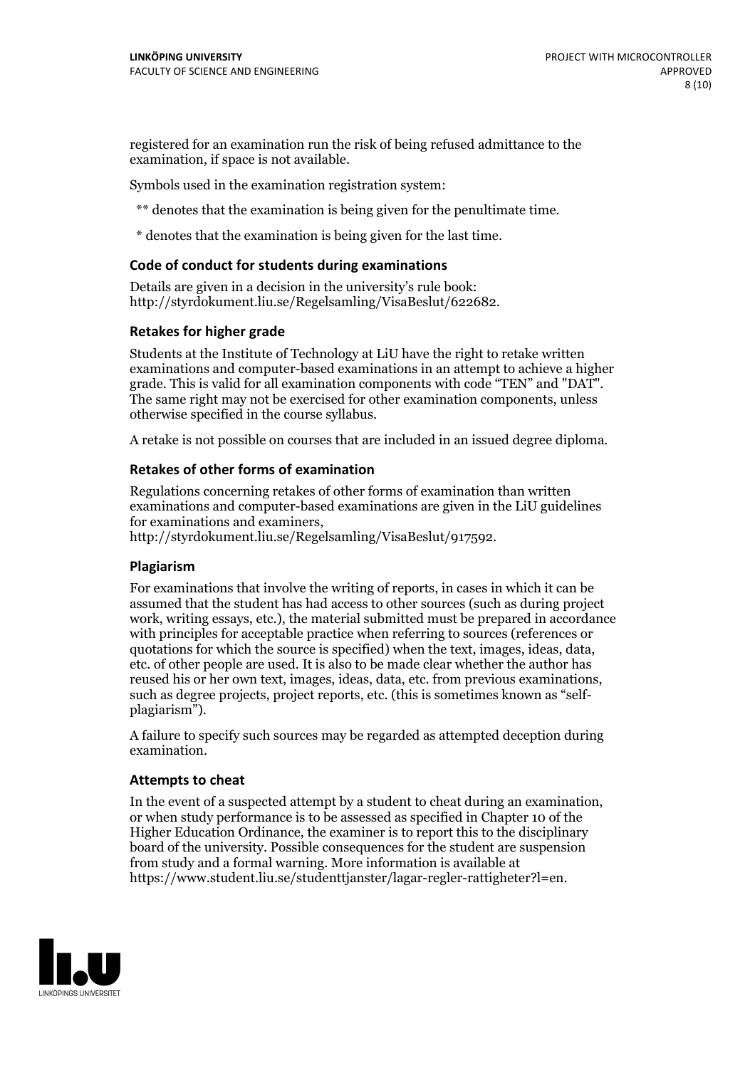registered for an examination run the risk of being refused admittance to the examination, if space is not available.

Symbols used in the examination registration system:

** denotes that the examination is being given for the penultimate time.

* denotes that the examination is being given for the last time.

### Code of conduct for students during examinations

Details are given in a decision in the university's rule book: http://styrdokument.liu.se/Regelsamling/VisaBeslut/622682.

### Retakes for higher grade

Students at the Institute of Technology at LiU have the right to retake written examinations and computer-based examinations in an attempt to achieve a higher grade. This is valid for all examination components with code "TEN" and "DAT". The same right may not be exercised for other examination components, unless otherwise specified in the course syllabus.

A retake is not possible on courses that are included in an issued degree diploma.

### Retakes of other forms of examination

Regulations concerning retakes of other forms of examination than written examinations and computer-based examinations are given in the LiU guidelines for examinations and examiners, http://styrdokument.liu.se/Regelsamling/VisaBeslut/917592.

### Plagiarism

For examinations that involve the writing of reports, in cases in which it can be assumed that the student has had access to other sources (such as during project work, writing essays, etc.), the material submitted must be prepared in accordance with principles for acceptable practice when referring to sources (references or quotations for which the source is specified) when the text, images, ideas, data, etc. of other people are used. It is also to be made clear whether the author has reused his or her own text, images, ideas, data, etc. from previous examinations, such as degree projects, project reports, etc. (this is sometimes known as "self-plagiarism").

A failure to specify such sources may be regarded as attempted deception during examination.

### Attempts to cheat

In the event of a suspected attempt by a student to cheat during an examination, or when study performance is to be assessed as specified in Chapter 10 of the Higher Education Ordinance, the examiner is to report this to the disciplinary board of the university. Possible consequences for the student are suspension from study and a formal warning. More information is available at https://www.student.liu.se/studenttjanster/lagar-regler-rattigheter?l=en.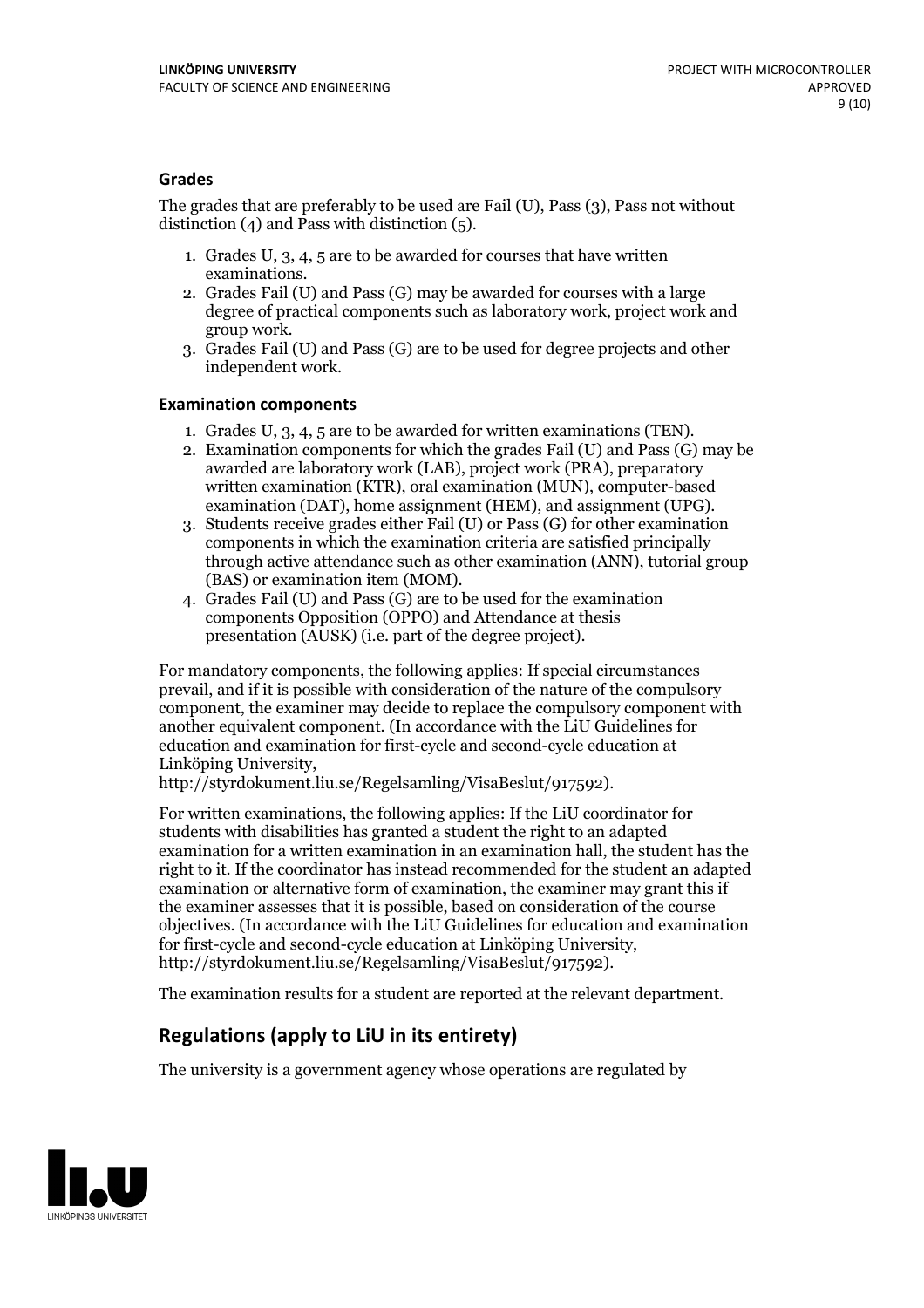### Grades

The grades that are preferably to be used are Fail (U), Pass (3), Pass not without distinction (4) and Pass with distinction (5).

1. Grades U, 3, 4, 5 are to be awarded for courses that have written examinations.
2. Grades Fail (U) and Pass (G) may be awarded for courses with a large degree of practical components such as laboratory work, project work and group work.
3. Grades Fail (U) and Pass (G) are to be used for degree projects and other independent work.

### Examination components

1. Grades U, 3, 4, 5 are to be awarded for written examinations (TEN).
2. Examination components for which the grades Fail (U) and Pass (G) may be awarded are laboratory work (LAB), project work (PRA), preparatory written examination (KTR), oral examination (MUN), computer-based examination (DAT), home assignment (HEM), and assignment (UPG).
3. Students receive grades either Fail (U) or Pass (G) for other examination components in which the examination criteria are satisfied principally through active attendance such as other examination (ANN), tutorial group (BAS) or examination item (MOM).
4. Grades Fail (U) and Pass (G) are to be used for the examination components Opposition (OPPO) and Attendance at thesis presentation (AUSK) (i.e. part of the degree project).

For mandatory components, the following applies: If special circumstances prevail, and if it is possible with consideration of the nature of the compulsory component, the examiner may decide to replace the compulsory component with another equivalent component. (In accordance with the LiU Guidelines for education and examination for first-cycle and second-cycle education at Linköping University, http://styrdokument.liu.se/Regelsamling/VisaBeslut/917592).

For written examinations, the following applies: If the LiU coordinator for students with disabilities has granted a student the right to an adapted examination for a written examination in an examination hall, the student has the right to it. If the coordinator has instead recommended for the student an adapted examination or alternative form of examination, the examiner may grant this if the examiner assesses that it is possible, based on consideration of the course objectives. (In accordance with the LiU Guidelines for education and examination for first-cycle and second-cycle education at Linköping University, http://styrdokument.liu.se/Regelsamling/VisaBeslut/917592).

The examination results for a student are reported at the relevant department.

## Regulations (apply to LiU in its entirety)

The university is a government agency whose operations are regulated by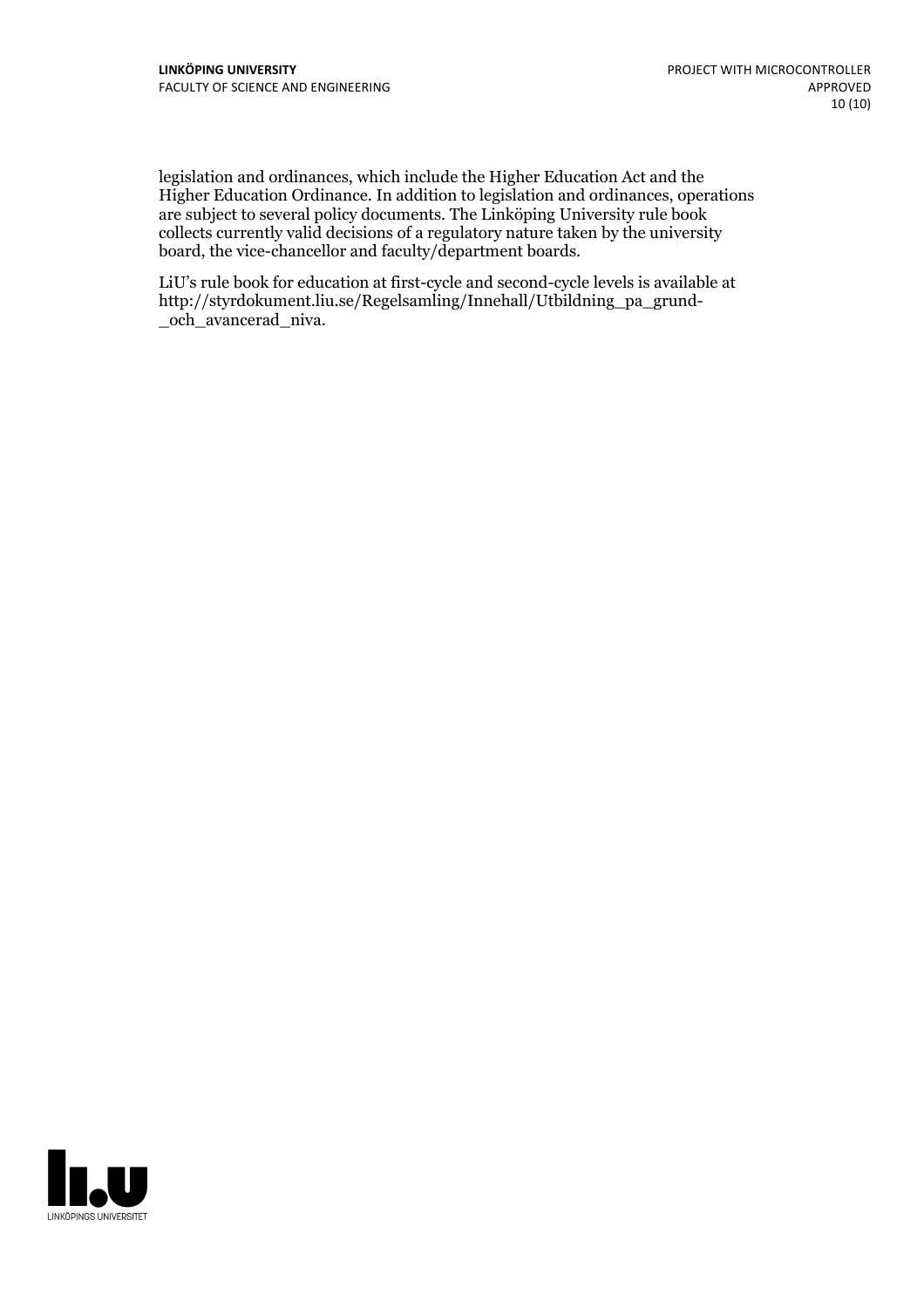legislation and ordinances, which include the Higher Education Act and the Higher Education Ordinance. In addition to legislation and ordinances, operations are subject to several policy documents. The Linköping University rule book collects currently valid decisions of a regulatory nature taken by the university board, the vice-chancellor and faculty/department boards.

LiU's rule book for education at first-cycle and second-cycle levels is available at http://styrdokument.liu.se/Regelsamling/Innehall/Utbildning_pa_grund-_och_avancerad_niva.